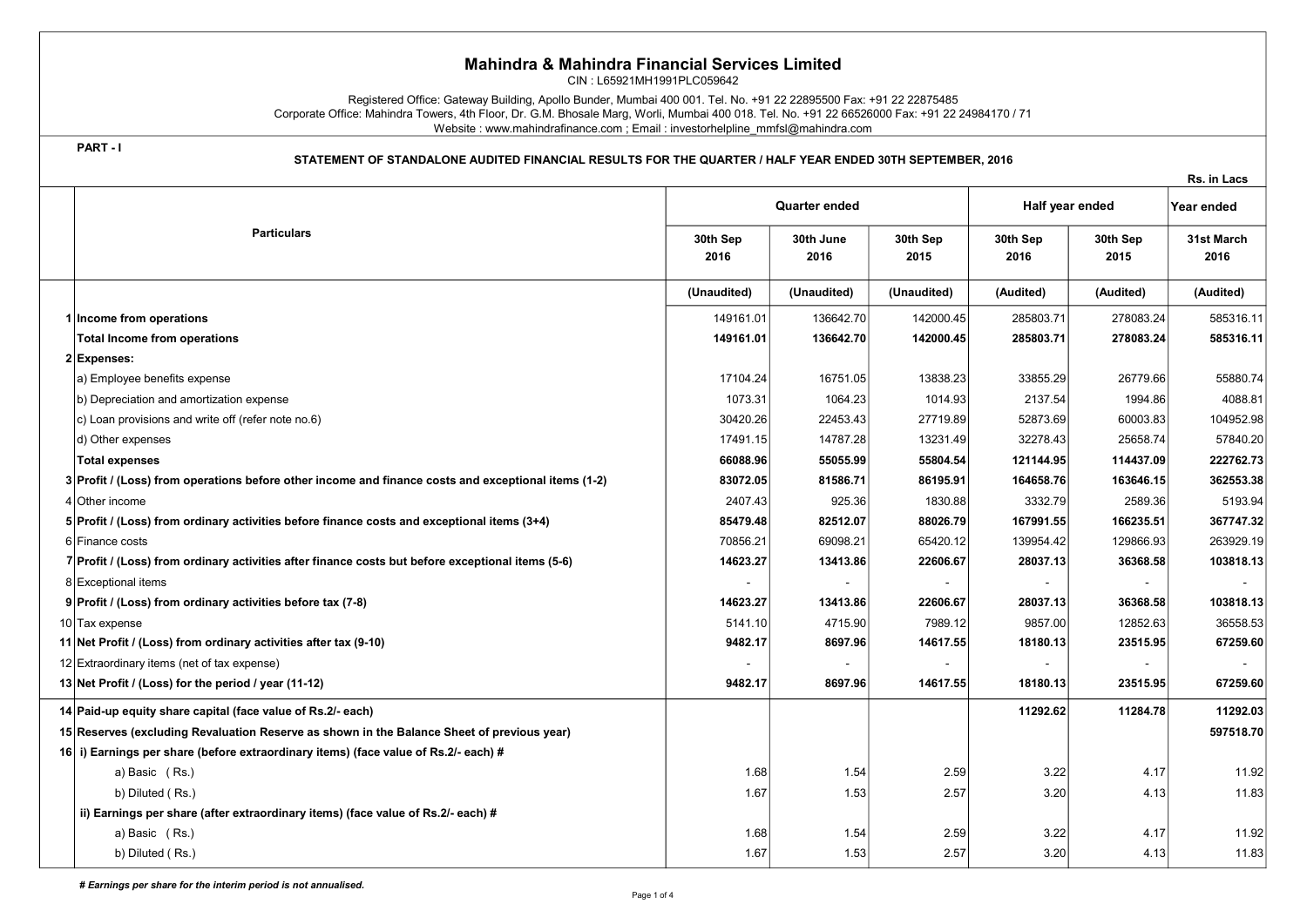# Mahindra & Mahindra Financial Services Limited

CIN : L65921MH1991PLC059642

Registered Office: Gateway Building, Apollo Bunder, Mumbai 400 001. Tel. No. +91 22 22895500 Fax: +91 22 22875485
Corporate Office: Mahindra Towers, 4th Floor, Dr. G.M. Bhosale Marg, Worli, Mumbai 400 018. Tel. No. +91 22 66526000 Fax: +91 22 24984170 / 71
Website : www.mahindrafinance.com ; Email : investorhelpline_mmfsl@mahindra.com

**PART - I**

**STATEMENT OF STANDALONE AUDITED FINANCIAL RESULTS FOR THE QUARTER / HALF YEAR ENDED 30TH SEPTEMBER, 2016**

Rs. in Lacs

| | Particulars | Quarter ended | | | Half year ended | | Year ended |
|---|---|---|---|---|---|---|---|
| | | 30th Sep 2016 | 30th June 2016 | 30th Sep 2015 | 30th Sep 2016 | 30th Sep 2015 | 31st March 2016 |
| | | (Unaudited) | (Unaudited) | (Unaudited) | (Audited) | (Audited) | (Audited) |
| 1 | **Income from operations** | 149161.01 | 136642.70 | 142000.45 | 285803.71 | 278083.24 | 585316.11 |
| | **Total Income from operations** | **149161.01** | **136642.70** | **142000.45** | **285803.71** | **278083.24** | **585316.11** |
| 2 | **Expenses:** | | | | | | |
| | a) Employee benefits expense | 17104.24 | 16751.05 | 13838.23 | 33855.29 | 26779.66 | 55880.74 |
| | b) Depreciation and amortization expense | 1073.31 | 1064.23 | 1014.93 | 2137.54 | 1994.86 | 4088.81 |
| | c) Loan provisions and write off (refer note no.6) | 30420.26 | 22453.43 | 27719.89 | 52873.69 | 60003.83 | 104952.98 |
| | d) Other expenses | 17491.15 | 14787.28 | 13231.49 | 32278.43 | 25658.74 | 57840.20 |
| | **Total expenses** | **66088.96** | **55055.99** | **55804.54** | **121144.95** | **114437.09** | **222762.73** |
| 3 | **Profit / (Loss) from operations before other income and finance costs and exceptional items (1-2)** | **83072.05** | **81586.71** | **86195.91** | **164658.76** | **163646.15** | **362553.38** |
| 4 | Other income | 2407.43 | 925.36 | 1830.88 | 3332.79 | 2589.36 | 5193.94 |
| 5 | **Profit / (Loss) from ordinary activities before finance costs and exceptional items (3+4)** | **85479.48** | **82512.07** | **88026.79** | **167991.55** | **166235.51** | **367747.32** |
| 6 | Finance costs | 70856.21 | 69098.21 | 65420.12 | 139954.42 | 129866.93 | 263929.19 |
| 7 | **Profit / (Loss) from ordinary activities after finance costs but before exceptional items (5-6)** | **14623.27** | **13413.86** | **22606.67** | **28037.13** | **36368.58** | **103818.13** |
| 8 | Exceptional items | - | - | - | - | - | - |
| 9 | **Profit / (Loss) from ordinary activities before tax (7-8)** | **14623.27** | **13413.86** | **22606.67** | **28037.13** | **36368.58** | **103818.13** |
| 10 | Tax expense | 5141.10 | 4715.90 | 7989.12 | 9857.00 | 12852.63 | 36558.53 |
| 11 | **Net Profit / (Loss) from ordinary activities after tax (9-10)** | **9482.17** | **8697.96** | **14617.55** | **18180.13** | **23515.95** | **67259.60** |
| 12 | Extraordinary items (net of tax expense) | - | - | - | - | - | - |
| 13 | **Net Profit / (Loss) for the period / year (11-12)** | **9482.17** | **8697.96** | **14617.55** | **18180.13** | **23515.95** | **67259.60** |
| 14 | **Paid-up equity share capital (face value of Rs.2/- each)** | | | | **11292.62** | **11284.78** | **11292.03** |
| 15 | **Reserves (excluding Revaluation Reserve as shown in the Balance Sheet of previous year)** | | | | | | **597518.70** |
| 16 | **i) Earnings per share (before extraordinary items) (face value of Rs.2/- each) #** | | | | | | |
| | a) Basic ( Rs.) | 1.68 | 1.54 | 2.59 | 3.22 | 4.17 | 11.92 |
| | b) Diluted ( Rs.) | 1.67 | 1.53 | 2.57 | 3.20 | 4.13 | 11.83 |
| | **ii) Earnings per share (after extraordinary items) (face value of Rs.2/- each) #** | | | | | | |
| | a) Basic ( Rs.) | 1.68 | 1.54 | 2.59 | 3.22 | 4.17 | 11.92 |
| | b) Diluted ( Rs.) | 1.67 | 1.53 | 2.57 | 3.20 | 4.13 | 11.83 |

***# Earnings per share for the interim period is not annualised.***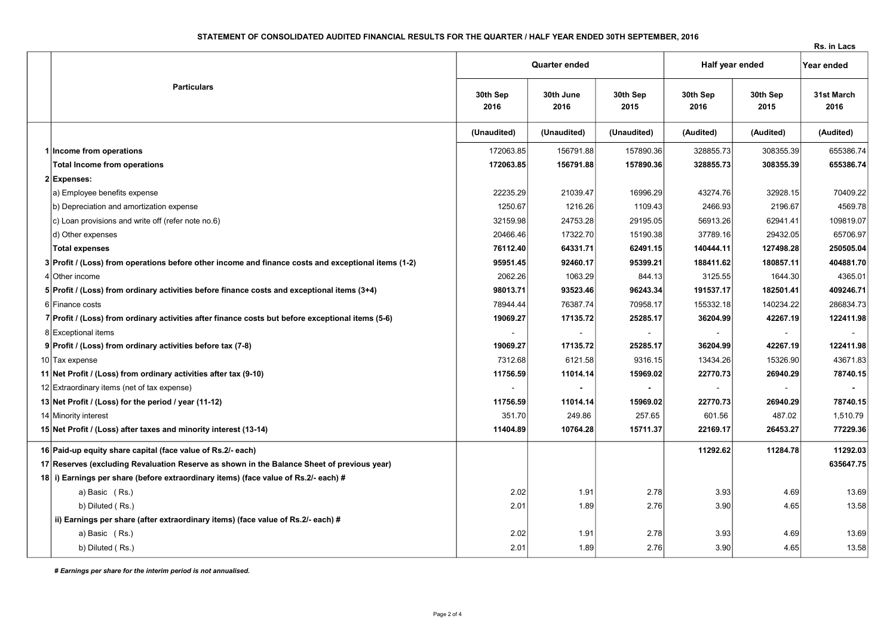**STATEMENT OF CONSOLIDATED AUDITED FINANCIAL RESULTS FOR THE QUARTER / HALF YEAR ENDED 30TH SEPTEMBER, 2016**

Rs. in Lacs

| | Particulars | Quarter ended | | | Half year ended | | Year ended |
|---|---|---|---|---|---|---|---|
| | | 30th Sep 2016 | 30th June 2016 | 30th Sep 2015 | 30th Sep 2016 | 30th Sep 2015 | 31st March 2016 |
| | | (Unaudited) | (Unaudited) | (Unaudited) | (Audited) | (Audited) | (Audited) |
| 1 | Income from operations | 172063.85 | 156791.88 | 157890.36 | 328855.73 | 308355.39 | 655386.74 |
| | **Total Income from operations** | **172063.85** | **156791.88** | **157890.36** | **328855.73** | **308355.39** | **655386.74** |
| 2 | **Expenses:** | | | | | | |
| | a) Employee benefits expense | 22235.29 | 21039.47 | 16996.29 | 43274.76 | 32928.15 | 70409.22 |
| | b) Depreciation and amortization expense | 1250.67 | 1216.26 | 1109.43 | 2466.93 | 2196.67 | 4569.78 |
| | c) Loan provisions and write off (refer note no.6) | 32159.98 | 24753.28 | 29195.05 | 56913.26 | 62941.41 | 109819.07 |
| | d) Other expenses | 20466.46 | 17322.70 | 15190.38 | 37789.16 | 29432.05 | 65706.97 |
| | **Total expenses** | **76112.40** | **64331.71** | **62491.15** | **140444.11** | **127498.28** | **250505.04** |
| 3 | **Profit / (Loss) from operations before other income and finance costs and exceptional items (1-2)** | **95951.45** | **92460.17** | **95399.21** | **188411.62** | **180857.11** | **404881.70** |
| 4 | Other income | 2062.26 | 1063.29 | 844.13 | 3125.55 | 1644.30 | 4365.01 |
| 5 | **Profit / (Loss) from ordinary activities before finance costs and exceptional items (3+4)** | **98013.71** | **93523.46** | **96243.34** | **191537.17** | **182501.41** | **409246.71** |
| 6 | Finance costs | 78944.44 | 76387.74 | 70958.17 | 155332.18 | 140234.22 | 286834.73 |
| 7 | **Profit / (Loss) from ordinary activities after finance costs but before exceptional items (5-6)** | **19069.27** | **17135.72** | **25285.17** | **36204.99** | **42267.19** | **122411.98** |
| 8 | Exceptional items | - | - | - | - | - | - |
| 9 | **Profit / (Loss) from ordinary activities before tax (7-8)** | **19069.27** | **17135.72** | **25285.17** | **36204.99** | **42267.19** | **122411.98** |
| 10 | Tax expense | 7312.68 | 6121.58 | 9316.15 | 13434.26 | 15326.90 | 43671.83 |
| 11 | **Net Profit / (Loss) from ordinary activities after tax (9-10)** | **11756.59** | **11014.14** | **15969.02** | **22770.73** | **26940.29** | **78740.15** |
| 12 | Extraordinary items (net of tax expense) | - | - | - | - | - | - |
| 13 | **Net Profit / (Loss) for the period / year (11-12)** | **11756.59** | **11014.14** | **15969.02** | **22770.73** | **26940.29** | **78740.15** |
| 14 | Minority interest | 351.70 | 249.86 | 257.65 | 601.56 | 487.02 | 1,510.79 |
| 15 | **Net Profit / (Loss) after taxes and minority interest (13-14)** | **11404.89** | **10764.28** | **15711.37** | **22169.17** | **26453.27** | **77229.36** |
| 16 | **Paid-up equity share capital (face value of Rs.2/- each)** | | | | **11292.62** | **11284.78** | **11292.03** |
| 17 | **Reserves (excluding Revaluation Reserve as shown in the Balance Sheet of previous year)** | | | | | | **635647.75** |
| 18 | **i) Earnings per share (before extraordinary items) (face value of Rs.2/- each) #** | | | | | | |
| | a) Basic ( Rs.) | 2.02 | 1.91 | 2.78 | 3.93 | 4.69 | 13.69 |
| | b) Diluted ( Rs.) | 2.01 | 1.89 | 2.76 | 3.90 | 4.65 | 13.58 |
| | **ii) Earnings per share (after extraordinary items) (face value of Rs.2/- each) #** | | | | | | |
| | a) Basic ( Rs.) | 2.02 | 1.91 | 2.78 | 3.93 | 4.69 | 13.69 |
| | b) Diluted ( Rs.) | 2.01 | 1.89 | 2.76 | 3.90 | 4.65 | 13.58 |

***# Earnings per share for the interim period is not annualised.***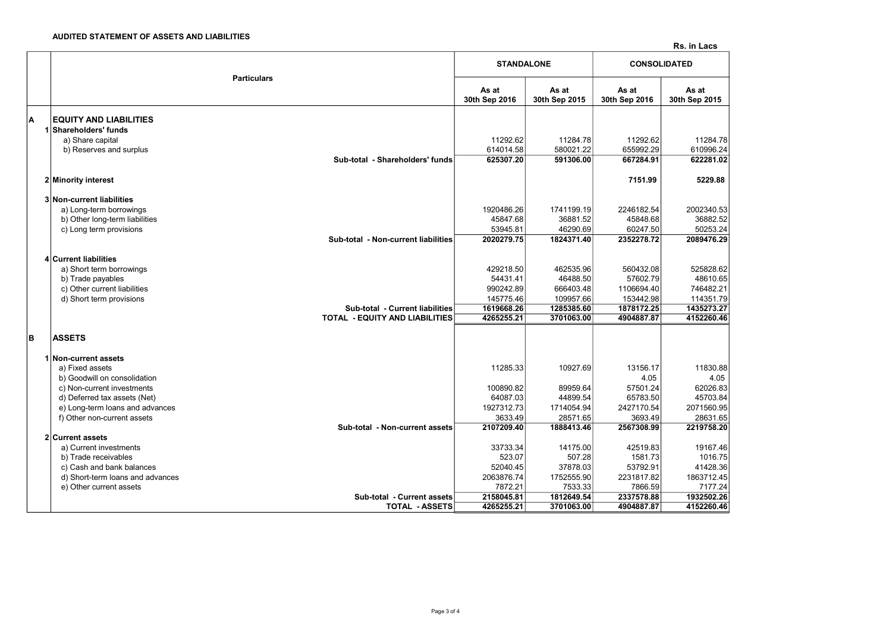**AUDITED STATEMENT OF ASSETS AND LIABILITIES**

Rs. in Lacs

| | Particulars | STANDALONE | | CONSOLIDATED | |
|---|---|---|---|---|---|
| | | As at 30th Sep 2016 | As at 30th Sep 2015 | As at 30th Sep 2016 | As at 30th Sep 2015 |
| **A** | **EQUITY AND LIABILITIES** | | | | |
| 1 | **Shareholders' funds** | | | | |
| | a) Share capital | 11292.62 | 11284.78 | 11292.62 | 11284.78 |
| | b) Reserves and surplus | 614014.58 | 580021.22 | 655992.29 | 610996.24 |
| | **Sub-total - Shareholders' funds** | **625307.20** | **591306.00** | **667284.91** | **622281.02** |
| 2 | **Minority interest** | | | **7151.99** | **5229.88** |
| 3 | **Non-current liabilities** | | | | |
| | a) Long-term borrowings | 1920486.26 | 1741199.19 | 2246182.54 | 2002340.53 |
| | b) Other long-term liabilities | 45847.68 | 36881.52 | 45848.68 | 36882.52 |
| | c) Long term provisions | 53945.81 | 46290.69 | 60247.50 | 50253.24 |
| | **Sub-total - Non-current liabilities** | **2020279.75** | **1824371.40** | **2352278.72** | **2089476.29** |
| 4 | **Current liabilities** | | | | |
| | a) Short term borrowings | 429218.50 | 462535.96 | 560432.08 | 525828.62 |
| | b) Trade payables | 54431.41 | 46488.50 | 57602.79 | 48610.65 |
| | c) Other current liabilities | 990242.89 | 666403.48 | 1106694.40 | 746482.21 |
| | d) Short term provisions | 145775.46 | 109957.66 | 153442.98 | 114351.79 |
| | **Sub-total - Current liabilities** | **1619668.26** | **1285385.60** | **1878172.25** | **1435273.27** |
| | **TOTAL - EQUITY AND LIABILITIES** | **4265255.21** | **3701063.00** | **4904887.87** | **4152260.46** |
| **B** | **ASSETS** | | | | |
| 1 | **Non-current assets** | | | | |
| | a) Fixed assets | 11285.33 | 10927.69 | 13156.17 | 11830.88 |
| | b) Goodwill on consolidation | | | 4.05 | 4.05 |
| | c) Non-current investments | 100890.82 | 89959.64 | 57501.24 | 62026.83 |
| | d) Deferred tax assets (Net) | 64087.03 | 44899.54 | 65783.50 | 45703.84 |
| | e) Long-term loans and advances | 1927312.73 | 1714054.94 | 2427170.54 | 2071560.95 |
| | f) Other non-current assets | 3633.49 | 28571.65 | 3693.49 | 28631.65 |
| | **Sub-total - Non-current assets** | **2107209.40** | **1888413.46** | **2567308.99** | **2219758.20** |
| 2 | **Current assets** | | | | |
| | a) Current investments | 33733.34 | 14175.00 | 42519.83 | 19167.46 |
| | b) Trade receivables | 523.07 | 507.28 | 1581.73 | 1016.75 |
| | c) Cash and bank balances | 52040.45 | 37878.03 | 53792.91 | 41428.36 |
| | d) Short-term loans and advances | 2063876.74 | 1752555.90 | 2231817.82 | 1863712.45 |
| | e) Other current assets | 7872.21 | 7533.33 | 7866.59 | 7177.24 |
| | **Sub-total - Current assets** | **2158045.81** | **1812649.54** | **2337578.88** | **1932502.26** |
| | **TOTAL - ASSETS** | **4265255.21** | **3701063.00** | **4904887.87** | **4152260.46** |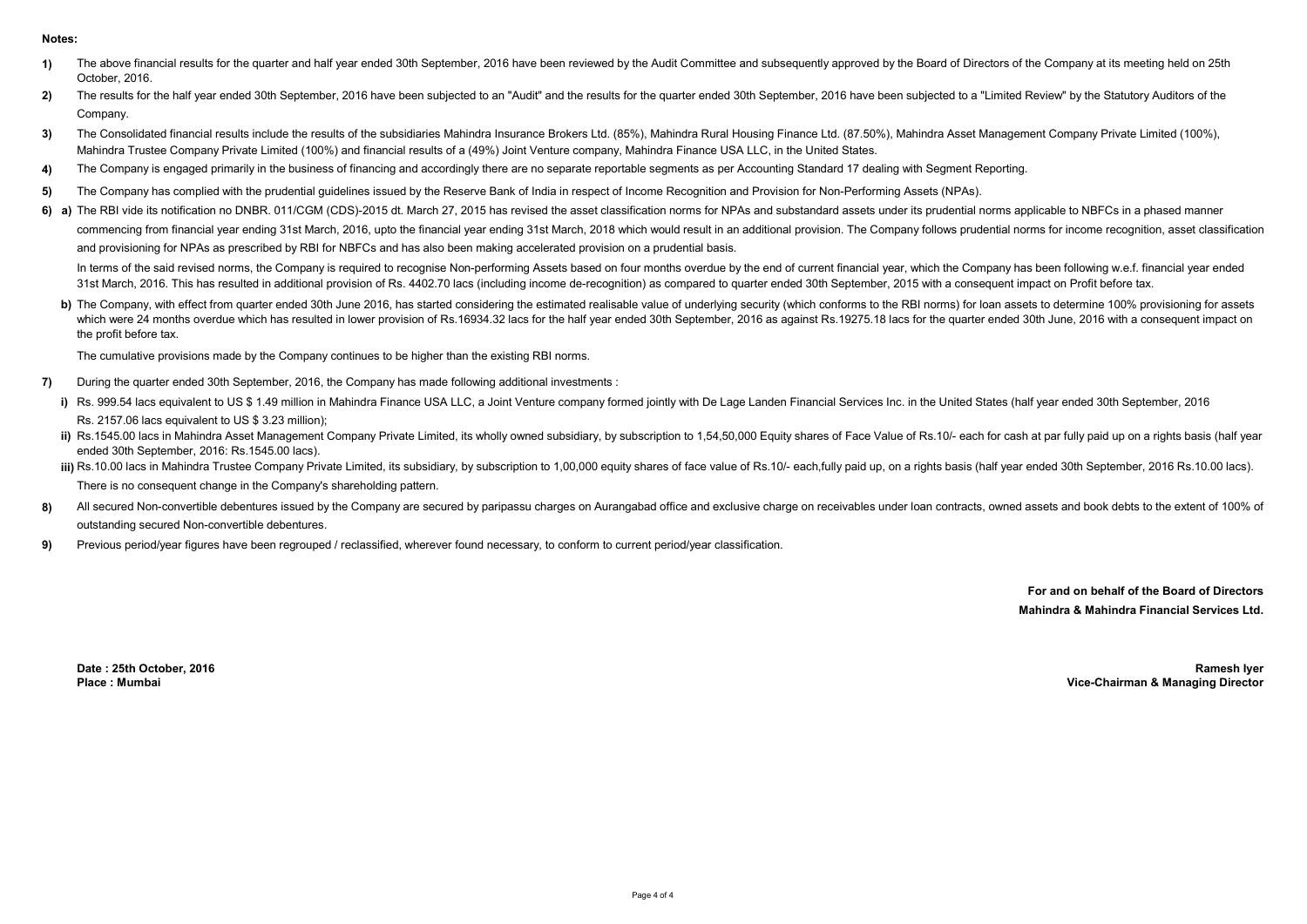**Notes:**

1) The above financial results for the quarter and half year ended 30th September, 2016 have been reviewed by the Audit Committee and subsequently approved by the Board of Directors of the Company at its meeting held on 25th October, 2016.

2) The results for the half year ended 30th September, 2016 have been subjected to an "Audit" and the results for the quarter ended 30th September, 2016 have been subjected to a "Limited Review" by the Statutory Auditors of the Company.

3) The Consolidated financial results include the results of the subsidiaries Mahindra Insurance Brokers Ltd. (85%), Mahindra Rural Housing Finance Ltd. (87.50%), Mahindra Asset Management Company Private Limited (100%), Mahindra Trustee Company Private Limited (100%) and financial results of a (49%) Joint Venture company, Mahindra Finance USA LLC, in the United States.

4) The Company is engaged primarily in the business of financing and accordingly there are no separate reportable segments as per Accounting Standard 17 dealing with Segment Reporting.

5) The Company has complied with the prudential guidelines issued by the Reserve Bank of India in respect of Income Recognition and Provision for Non-Performing Assets (NPAs).

6) a) The RBI vide its notification no DNBR. 011/CGM (CDS)-2015 dt. March 27, 2015 has revised the asset classification norms for NPAs and substandard assets under its prudential norms applicable to NBFCs in a phased manner commencing from financial year ending 31st March, 2016, upto the financial year ending 31st March, 2018 which would result in an additional provision. The Company follows prudential norms for income recognition, asset classification and provisioning for NPAs as prescribed by RBI for NBFCs and has also been making accelerated provision on a prudential basis.

   In terms of the said revised norms, the Company is required to recognise Non-performing Assets based on four months overdue by the end of current financial year, which the Company has been following w.e.f. financial year ended 31st March, 2016. This has resulted in additional provision of Rs. 4402.70 lacs (including income de-recognition) as compared to quarter ended 30th September, 2015 with a consequent impact on Profit before tax.

   b) The Company, with effect from quarter ended 30th June 2016, has started considering the estimated realisable value of underlying security (which conforms to the RBI norms) for loan assets to determine 100% provisioning for assets which were 24 months overdue which has resulted in lower provision of Rs.16934.32 lacs for the half year ended 30th September, 2016 as against Rs.19275.18 lacs for the quarter ended 30th June, 2016 with a consequent impact on the profit before tax.

   The cumulative provisions made by the Company continues to be higher than the existing RBI norms.

7) During the quarter ended 30th September, 2016, the Company has made following additional investments :

   i) Rs. 999.54 lacs equivalent to US $ 1.49 million in Mahindra Finance USA LLC, a Joint Venture company formed jointly with De Lage Landen Financial Services Inc. in the United States (half year ended 30th September, 2016 Rs. 2157.06 lacs equivalent to US $ 3.23 million);

   ii) Rs.1545.00 lacs in Mahindra Asset Management Company Private Limited, its wholly owned subsidiary, by subscription to 1,54,50,000 Equity shares of Face Value of Rs.10/- each for cash at par fully paid up on a rights basis (half year ended 30th September, 2016: Rs.1545.00 lacs).

   iii) Rs.10.00 lacs in Mahindra Trustee Company Private Limited, its subsidiary, by subscription to 1,00,000 equity shares of face value of Rs.10/- each,fully paid up, on a rights basis (half year ended 30th September, 2016 Rs.10.00 lacs).

   There is no consequent change in the Company's shareholding pattern.

8) All secured Non-convertible debentures issued by the Company are secured by paripassu charges on Aurangabad office and exclusive charge on receivables under loan contracts, owned assets and book debts to the extent of 100% of outstanding secured Non-convertible debentures.

9) Previous period/year figures have been regrouped / reclassified, wherever found necessary, to conform to current period/year classification.

**For and on behalf of the Board of Directors**
**Mahindra & Mahindra Financial Services Ltd.**

**Date : 25th October, 2016**
**Place : Mumbai**

**Ramesh Iyer**
**Vice-Chairman & Managing Director**